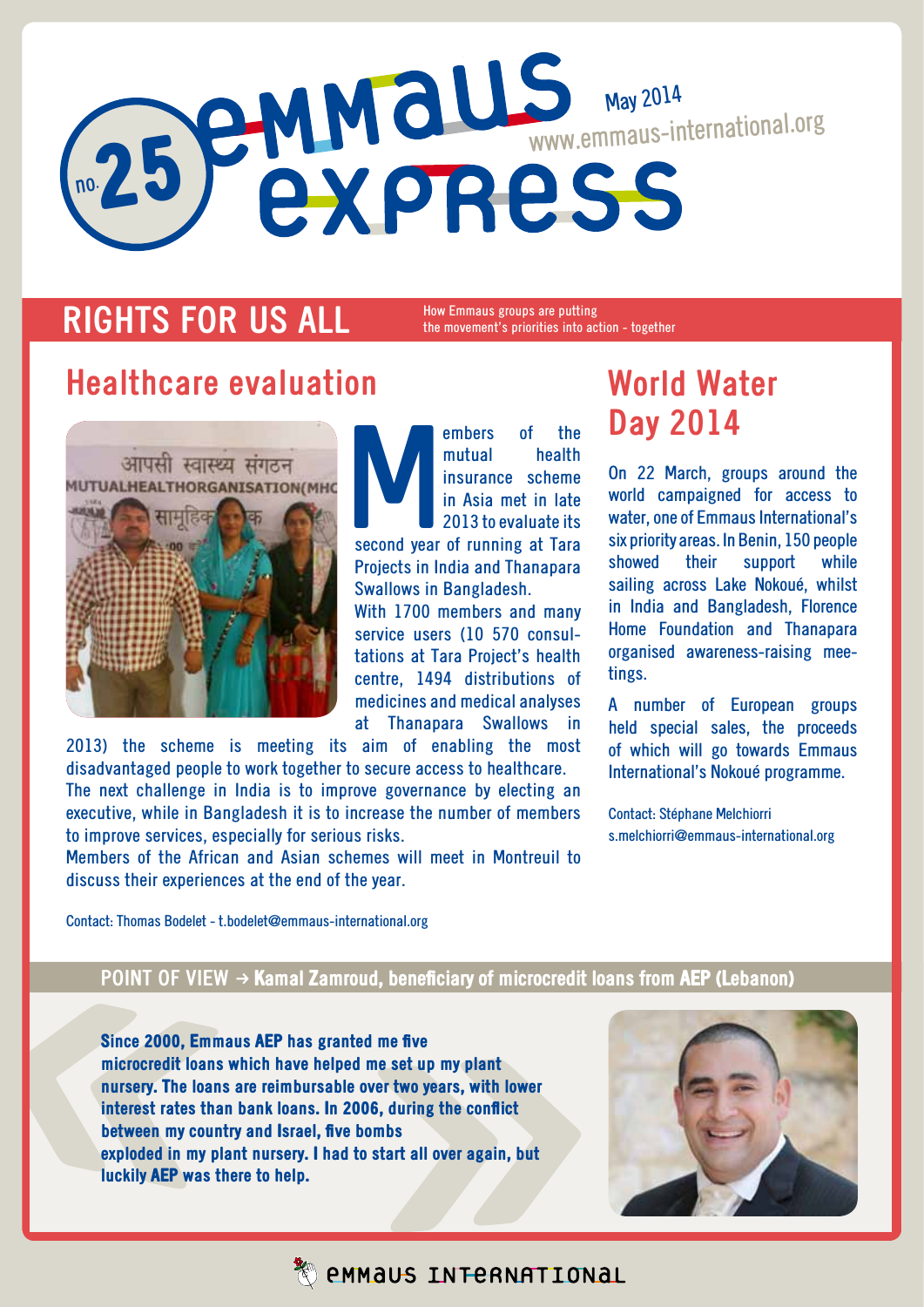# Emmaus Express

no. 25

May 2014

www.emmaus-international.org

## RIGHTS FOR US ALL

How Emmaus groups are putting the movement's priorities into action - together

## Healthcare evaluation

Members of the mutual health insurance scheme in Asia met in late 2013 to evaluate its second year of running at Tara Projects in India and Thanapara Swallows in Bangladesh.

With 1700 members and many service users (10 570 consultations at Tara Project's health centre, 1494 distributions of medicines and medical analyses at Thanapara Swallows in 2013) the scheme is meeting its aim of enabling the most disadvantaged people to work together to secure access to healthcare.

The next challenge in India is to improve governance by electing an executive, while in Bangladesh it is to increase the number of members to improve services, especially for serious risks.

Members of the African and Asian schemes will meet in Montreuil to discuss their experiences at the end of the year.

Contact: Thomas Bodelet - t.bodelet@emmaus-international.org

## World Water Day 2014

On 22 March, groups around the world campaigned for access to water, one of Emmaus International's six priority areas. In Benin, 150 people showed their support while sailing across Lake Nokoué, whilst in India and Bangladesh, Florence Home Foundation and Thanapara organised awareness-raising meetings.

A number of European groups held special sales, the proceeds of which will go towards Emmaus International's Nokoué programme.

Contact: Stéphane Melchiorri
s.melchiorri@emmaus-international.org

### POINT OF VIEW → Kamal Zamroud, beneficiary of microcredit loans from AEP (Lebanon)

**Since 2000, Emmaus AEP has granted me five microcredit loans which have helped me set up my plant nursery. The loans are reimbursable over two years, with lower interest rates than bank loans. In 2006, during the conflict between my country and Israel, five bombs exploded in my plant nursery. I had to start all over again, but luckily AEP was there to help.**

Emmaus International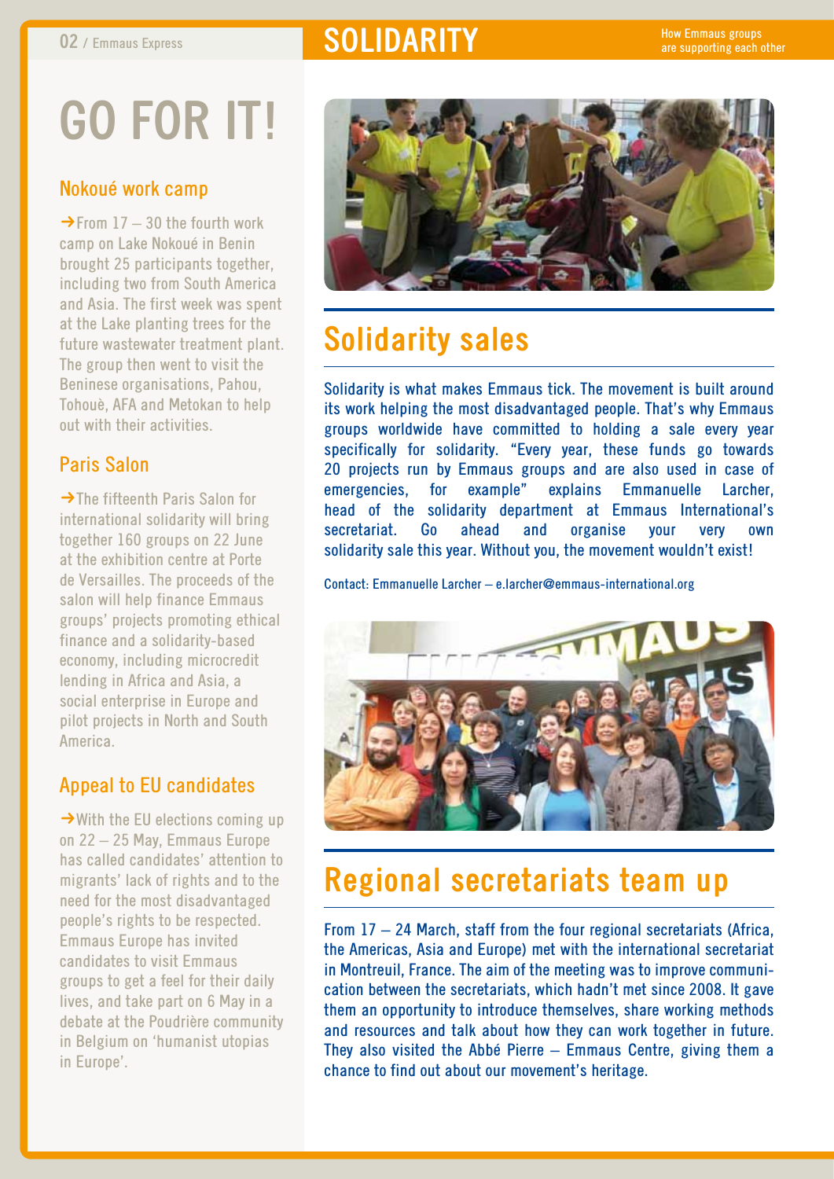# SOLIDARITY

How Emmaus groups are supporting each other

# GO FOR IT!

## Nokoué work camp

→From 17 – 30 the fourth work camp on Lake Nokoué in Benin brought 25 participants together, including two from South America and Asia. The first week was spent at the Lake planting trees for the future wastewater treatment plant. The group then went to visit the Beninese organisations, Pahou, Tohouè, AFA and Metokan to help out with their activities.

## Paris Salon

→The fifteenth Paris Salon for international solidarity will bring together 160 groups on 22 June at the exhibition centre at Porte de Versailles. The proceeds of the salon will help finance Emmaus groups' projects promoting ethical finance and a solidarity-based economy, including microcredit lending in Africa and Asia, a social enterprise in Europe and pilot projects in North and South America.

## Appeal to EU candidates

→With the EU elections coming up on 22 – 25 May, Emmaus Europe has called candidates' attention to migrants' lack of rights and to the need for the most disadvantaged people's rights to be respected. Emmaus Europe has invited candidates to visit Emmaus groups to get a feel for their daily lives, and take part on 6 May in a debate at the Poudrière community in Belgium on 'humanist utopias in Europe'.

## Solidarity sales

Solidarity is what makes Emmaus tick. The movement is built around its work helping the most disadvantaged people. That's why Emmaus groups worldwide have committed to holding a sale every year specifically for solidarity. "Every year, these funds go towards 20 projects run by Emmaus groups and are also used in case of emergencies, for example" explains Emmanuelle Larcher, head of the solidarity department at Emmaus International's secretariat. Go ahead and organise your very own solidarity sale this year. Without you, the movement wouldn't exist!

Contact: Emmanuelle Larcher – e.larcher@emmaus-international.org

## Regional secretariats team up

From 17 – 24 March, staff from the four regional secretariats (Africa, the Americas, Asia and Europe) met with the international secretariat in Montreuil, France. The aim of the meeting was to improve communication between the secretariats, which hadn't met since 2008. It gave them an opportunity to introduce themselves, share working methods and resources and talk about how they can work together in future. They also visited the Abbé Pierre – Emmaus Centre, giving them a chance to find out about our movement's heritage.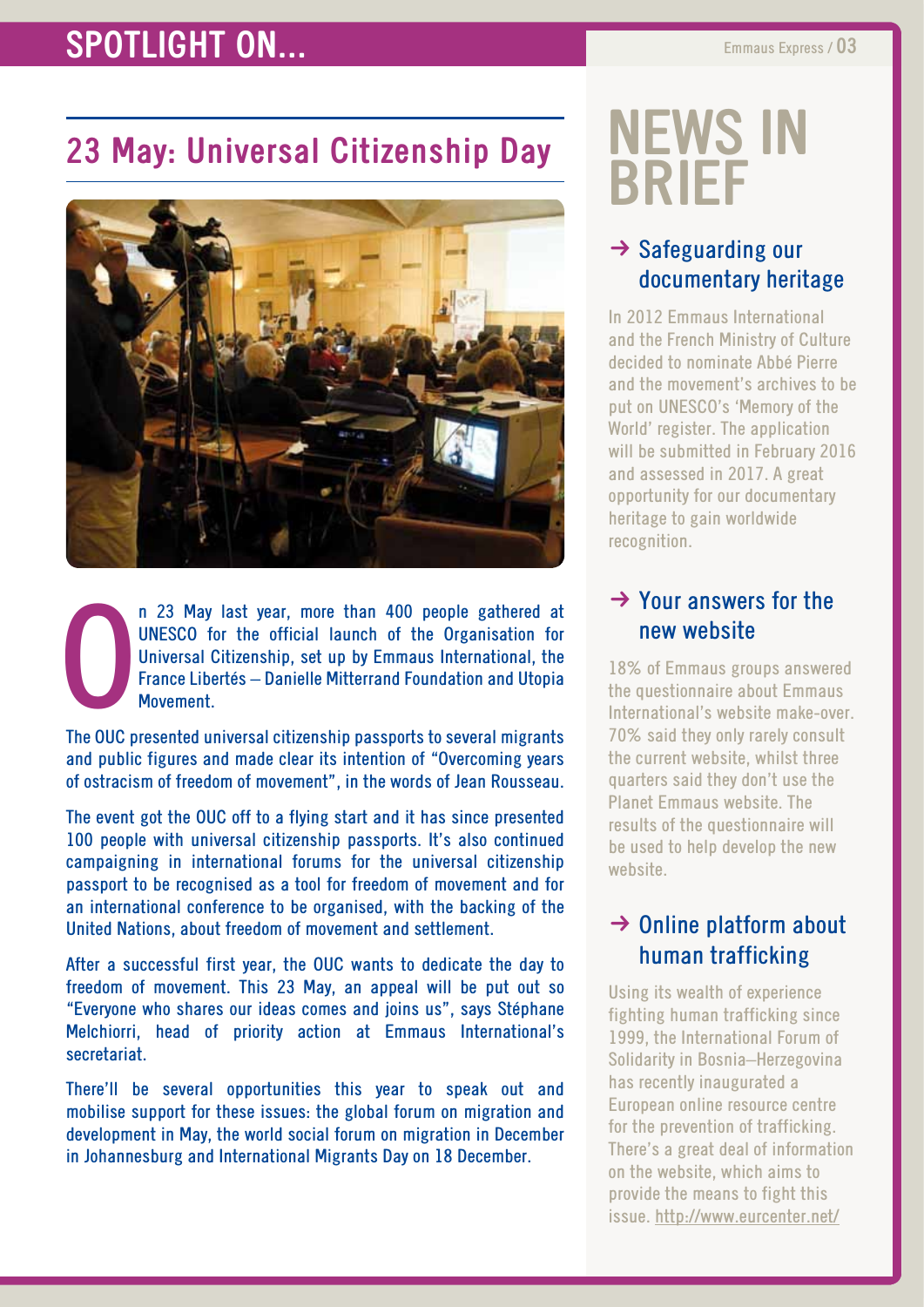# SPOTLIGHT ON...

## 23 May: Universal Citizenship Day

On 23 May last year, more than 400 people gathered at UNESCO for the official launch of the Organisation for Universal Citizenship, set up by Emmaus International, the France Libertés – Danielle Mitterrand Foundation and Utopia Movement.

The OUC presented universal citizenship passports to several migrants and public figures and made clear its intention of "Overcoming years of ostracism of freedom of movement", in the words of Jean Rousseau.

The event got the OUC off to a flying start and it has since presented 100 people with universal citizenship passports. It's also continued campaigning in international forums for the universal citizenship passport to be recognised as a tool for freedom of movement and for an international conference to be organised, with the backing of the United Nations, about freedom of movement and settlement.

After a successful first year, the OUC wants to dedicate the day to freedom of movement. This 23 May, an appeal will be put out so "Everyone who shares our ideas comes and joins us", says Stéphane Melchiorri, head of priority action at Emmaus International's secretariat.

There'll be several opportunities this year to speak out and mobilise support for these issues: the global forum on migration and development in May, the world social forum on migration in December in Johannesburg and International Migrants Day on 18 December.

# NEWS IN BRIEF

### → Safeguarding our documentary heritage

In 2012 Emmaus International and the French Ministry of Culture decided to nominate Abbé Pierre and the movement's archives to be put on UNESCO's 'Memory of the World' register. The application will be submitted in February 2016 and assessed in 2017. A great opportunity for our documentary heritage to gain worldwide recognition.

### → Your answers for the new website

18% of Emmaus groups answered the questionnaire about Emmaus International's website make-over. 70% said they only rarely consult the current website, whilst three quarters said they don't use the Planet Emmaus website. The results of the questionnaire will be used to help develop the new website.

### → Online platform about human trafficking

Using its wealth of experience fighting human trafficking since 1999, the International Forum of Solidarity in Bosnia–Herzegovina has recently inaugurated a European online resource centre for the prevention of trafficking. There's a great deal of information on the website, which aims to provide the means to fight this issue. http://www.eurcenter.net/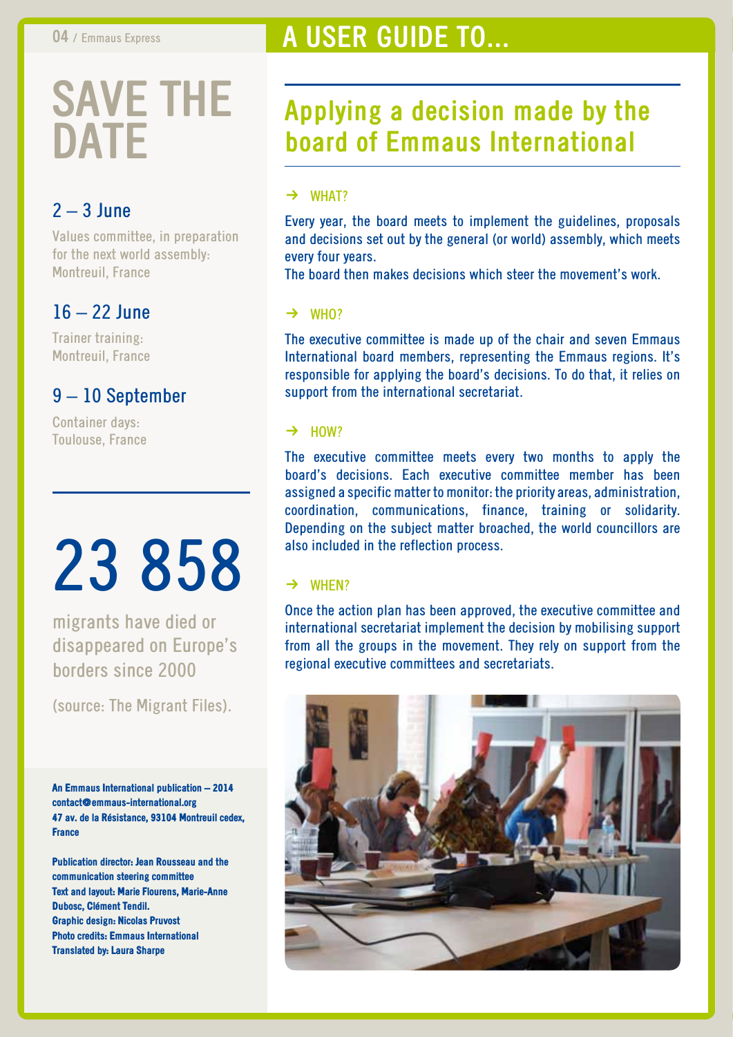# SAVE THE DATE

### 2 – 3 June

Values committee, in preparation for the next world assembly: Montreuil, France

### 16 – 22 June

Trainer training: Montreuil, France

### 9 – 10 September

Container days: Toulouse, France

# 23 858

migrants have died or disappeared on Europe's borders since 2000

(source: The Migrant Files).

**An Emmaus International publication – 2014**
**contact@emmaus-international.org**
**47 av. de la Résistance, 93104 Montreuil cedex, France**

**Publication director: Jean Rousseau and the communication steering committee**
**Text and layout: Marie Flourens, Marie-Anne Dubosc, Clément Tendil.**
**Graphic design: Nicolas Pruvost**
**Photo credits: Emmaus International**
**Translated by: Laura Sharpe**

# A USER GUIDE TO...

## Applying a decision made by the board of Emmaus International

### → WHAT?

Every year, the board meets to implement the guidelines, proposals and decisions set out by the general (or world) assembly, which meets every four years.
The board then makes decisions which steer the movement's work.

### → WHO?

The executive committee is made up of the chair and seven Emmaus International board members, representing the Emmaus regions. It's responsible for applying the board's decisions. To do that, it relies on support from the international secretariat.

### → HOW?

The executive committee meets every two months to apply the board's decisions. Each executive committee member has been assigned a specific matter to monitor: the priority areas, administration, coordination, communications, finance, training or solidarity. Depending on the subject matter broached, the world councillors are also included in the reflection process.

### → WHEN?

Once the action plan has been approved, the executive committee and international secretariat implement the decision by mobilising support from all the groups in the movement. They rely on support from the regional executive committees and secretariats.